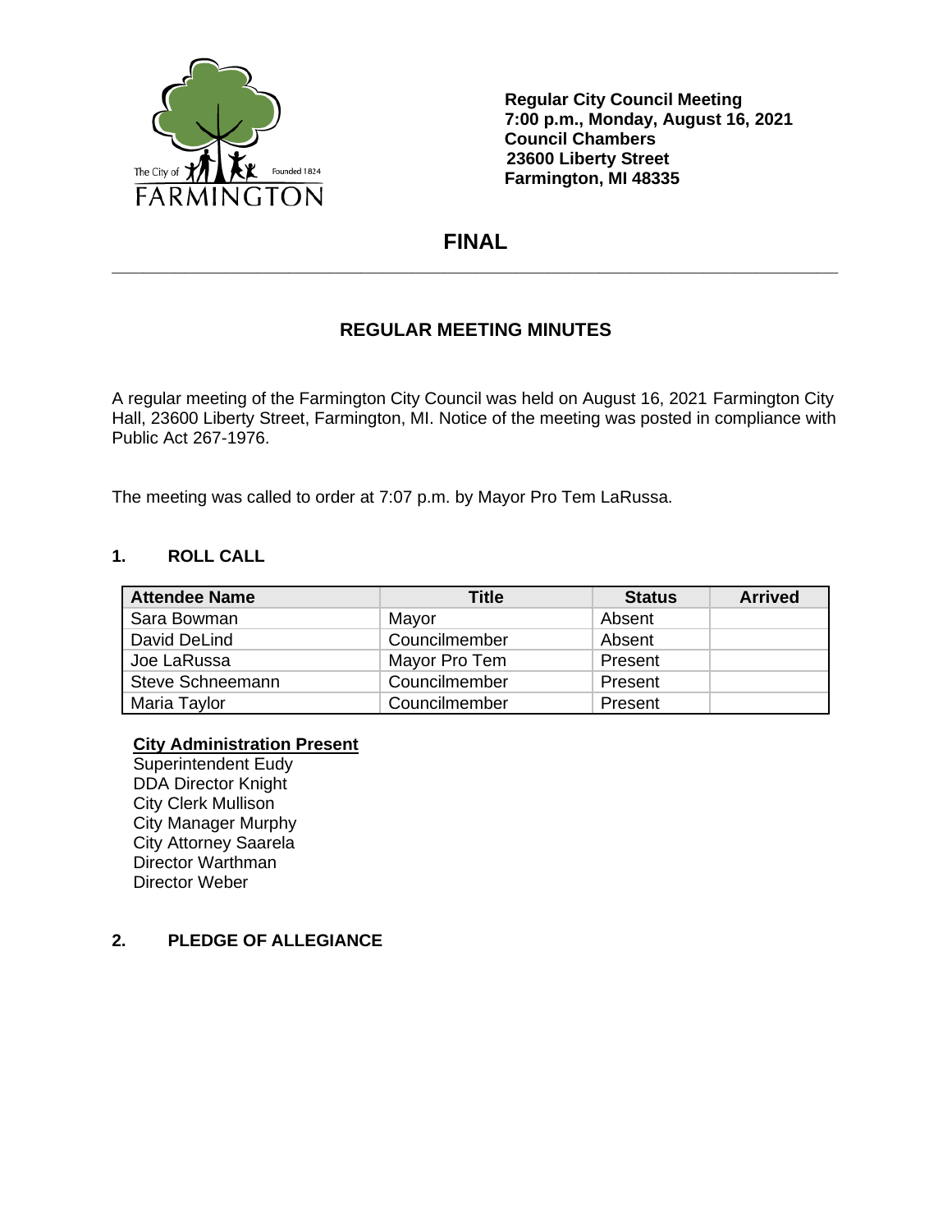**Regular City Council Meeting**
**7:00 p.m., Monday, August 16, 2021**
**Council Chambers**
**23600 Liberty Street**
**Farmington, MI 48335**

# FINAL

## REGULAR MEETING MINUTES

A regular meeting of the Farmington City Council was held on August 16, 2021 Farmington City Hall, 23600 Liberty Street, Farmington, MI. Notice of the meeting was posted in compliance with Public Act 267-1976.

The meeting was called to order at 7:07 p.m. by Mayor Pro Tem LaRussa.

### 1. ROLL CALL

| Attendee Name | Title | Status | Arrived |
|---|---|---|---|
| Sara Bowman | Mayor | Absent | |
| David DeLind | Councilmember | Absent | |
| Joe LaRussa | Mayor Pro Tem | Present | |
| Steve Schneemann | Councilmember | Present | |
| Maria Taylor | Councilmember | Present | |

**City Administration Present**
Superintendent Eudy
DDA Director Knight
City Clerk Mullison
City Manager Murphy
City Attorney Saarela
Director Warthman
Director Weber

### 2. PLEDGE OF ALLEGIANCE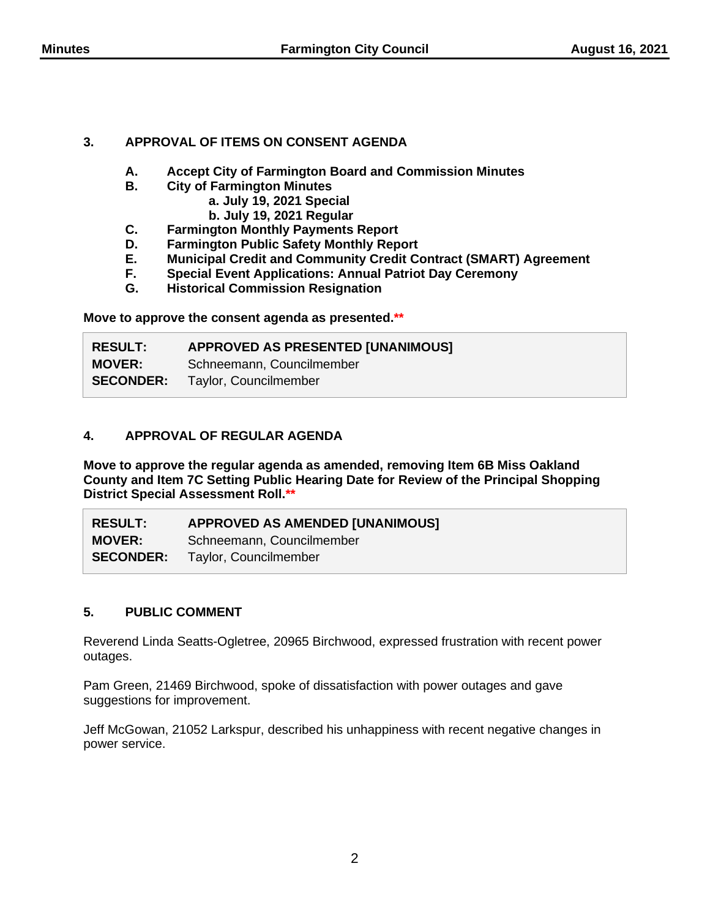## 3. APPROVAL OF ITEMS ON CONSENT AGENDA

- **A. Accept City of Farmington Board and Commission Minutes**
- **B. City of Farmington Minutes**
  - **a. July 19, 2021 Special**
  - **b. July 19, 2021 Regular**
- **C. Farmington Monthly Payments Report**
- **D. Farmington Public Safety Monthly Report**
- **E. Municipal Credit and Community Credit Contract (SMART) Agreement**
- **F. Special Event Applications: Annual Patriot Day Ceremony**
- **G. Historical Commission Resignation**

**Move to approve the consent agenda as presented.****

| | |
|---|---|
| **RESULT:** | **APPROVED AS PRESENTED [UNANIMOUS]** |
| **MOVER:** | Schneemann, Councilmember |
| **SECONDER:** | Taylor, Councilmember |

## 4. APPROVAL OF REGULAR AGENDA

**Move to approve the regular agenda as amended, removing Item 6B Miss Oakland County and Item 7C Setting Public Hearing Date for Review of the Principal Shopping District Special Assessment Roll.****

| | |
|---|---|
| **RESULT:** | **APPROVED AS AMENDED [UNANIMOUS]** |
| **MOVER:** | Schneemann, Councilmember |
| **SECONDER:** | Taylor, Councilmember |

## 5. PUBLIC COMMENT

Reverend Linda Seatts-Ogletree, 20965 Birchwood, expressed frustration with recent power outages.

Pam Green, 21469 Birchwood, spoke of dissatisfaction with power outages and gave suggestions for improvement.

Jeff McGowan, 21052 Larkspur, described his unhappiness with recent negative changes in power service.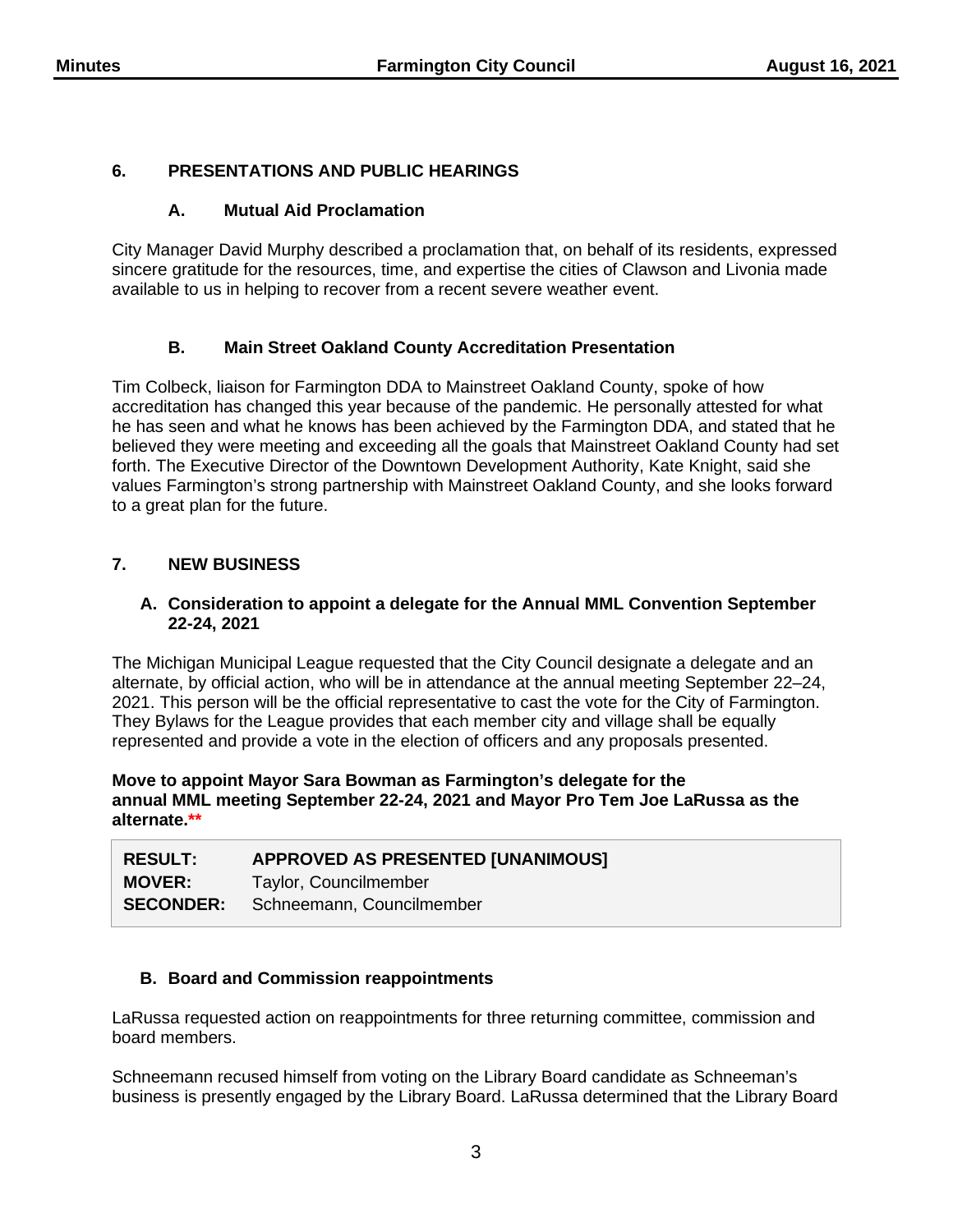## 6. PRESENTATIONS AND PUBLIC HEARINGS

### A. Mutual Aid Proclamation

City Manager David Murphy described a proclamation that, on behalf of its residents, expressed sincere gratitude for the resources, time, and expertise the cities of Clawson and Livonia made available to us in helping to recover from a recent severe weather event.

### B. Main Street Oakland County Accreditation Presentation

Tim Colbeck, liaison for Farmington DDA to Mainstreet Oakland County, spoke of how accreditation has changed this year because of the pandemic. He personally attested for what he has seen and what he knows has been achieved by the Farmington DDA, and stated that he believed they were meeting and exceeding all the goals that Mainstreet Oakland County had set forth. The Executive Director of the Downtown Development Authority, Kate Knight, said she values Farmington's strong partnership with Mainstreet Oakland County, and she looks forward to a great plan for the future.

## 7. NEW BUSINESS

### A. Consideration to appoint a delegate for the Annual MML Convention September 22-24, 2021

The Michigan Municipal League requested that the City Council designate a delegate and an alternate, by official action, who will be in attendance at the annual meeting September 22–24, 2021. This person will be the official representative to cast the vote for the City of Farmington. They Bylaws for the League provides that each member city and village shall be equally represented and provide a vote in the election of officers and any proposals presented.

**Move to appoint Mayor Sara Bowman as Farmington's delegate for the annual MML meeting September 22-24, 2021 and Mayor Pro Tem Joe LaRussa as the alternate.****

| | |
|---|---|
| **RESULT:** | **APPROVED AS PRESENTED [UNANIMOUS]** |
| **MOVER:** | Taylor, Councilmember |
| **SECONDER:** | Schneemann, Councilmember |

### B. Board and Commission reappointments

LaRussa requested action on reappointments for three returning committee, commission and board members.

Schneemann recused himself from voting on the Library Board candidate as Schneeman's business is presently engaged by the Library Board. LaRussa determined that the Library Board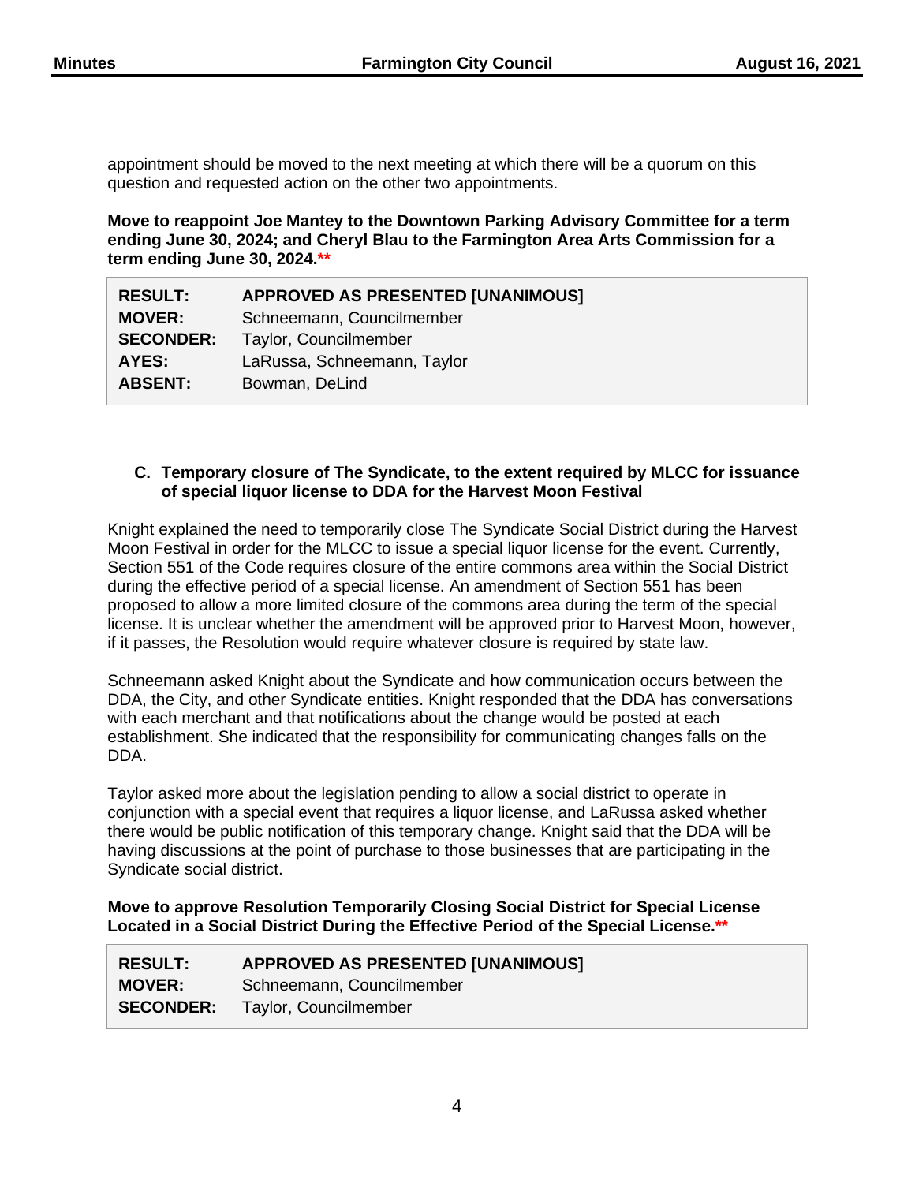appointment should be moved to the next meeting at which there will be a quorum on this question and requested action on the other two appointments.

**Move to reappoint Joe Mantey to the Downtown Parking Advisory Committee for a term ending June 30, 2024; and Cheryl Blau to the Farmington Area Arts Commission for a term ending June 30, 2024.\*\***

| | |
|---|---|
| **RESULT:** | **APPROVED AS PRESENTED [UNANIMOUS]** |
| **MOVER:** | Schneemann, Councilmember |
| **SECONDER:** | Taylor, Councilmember |
| **AYES:** | LaRussa, Schneemann, Taylor |
| **ABSENT:** | Bowman, DeLind |

### C. Temporary closure of The Syndicate, to the extent required by MLCC for issuance of special liquor license to DDA for the Harvest Moon Festival

Knight explained the need to temporarily close The Syndicate Social District during the Harvest Moon Festival in order for the MLCC to issue a special liquor license for the event. Currently, Section 551 of the Code requires closure of the entire commons area within the Social District during the effective period of a special license. An amendment of Section 551 has been proposed to allow a more limited closure of the commons area during the term of the special license. It is unclear whether the amendment will be approved prior to Harvest Moon, however, if it passes, the Resolution would require whatever closure is required by state law.

Schneemann asked Knight about the Syndicate and how communication occurs between the DDA, the City, and other Syndicate entities. Knight responded that the DDA has conversations with each merchant and that notifications about the change would be posted at each establishment. She indicated that the responsibility for communicating changes falls on the DDA.

Taylor asked more about the legislation pending to allow a social district to operate in conjunction with a special event that requires a liquor license, and LaRussa asked whether there would be public notification of this temporary change. Knight said that the DDA will be having discussions at the point of purchase to those businesses that are participating in the Syndicate social district.

**Move to approve Resolution Temporarily Closing Social District for Special License Located in a Social District During the Effective Period of the Special License.\*\***

| | |
|---|---|
| **RESULT:** | **APPROVED AS PRESENTED [UNANIMOUS]** |
| **MOVER:** | Schneemann, Councilmember |
| **SECONDER:** | Taylor, Councilmember |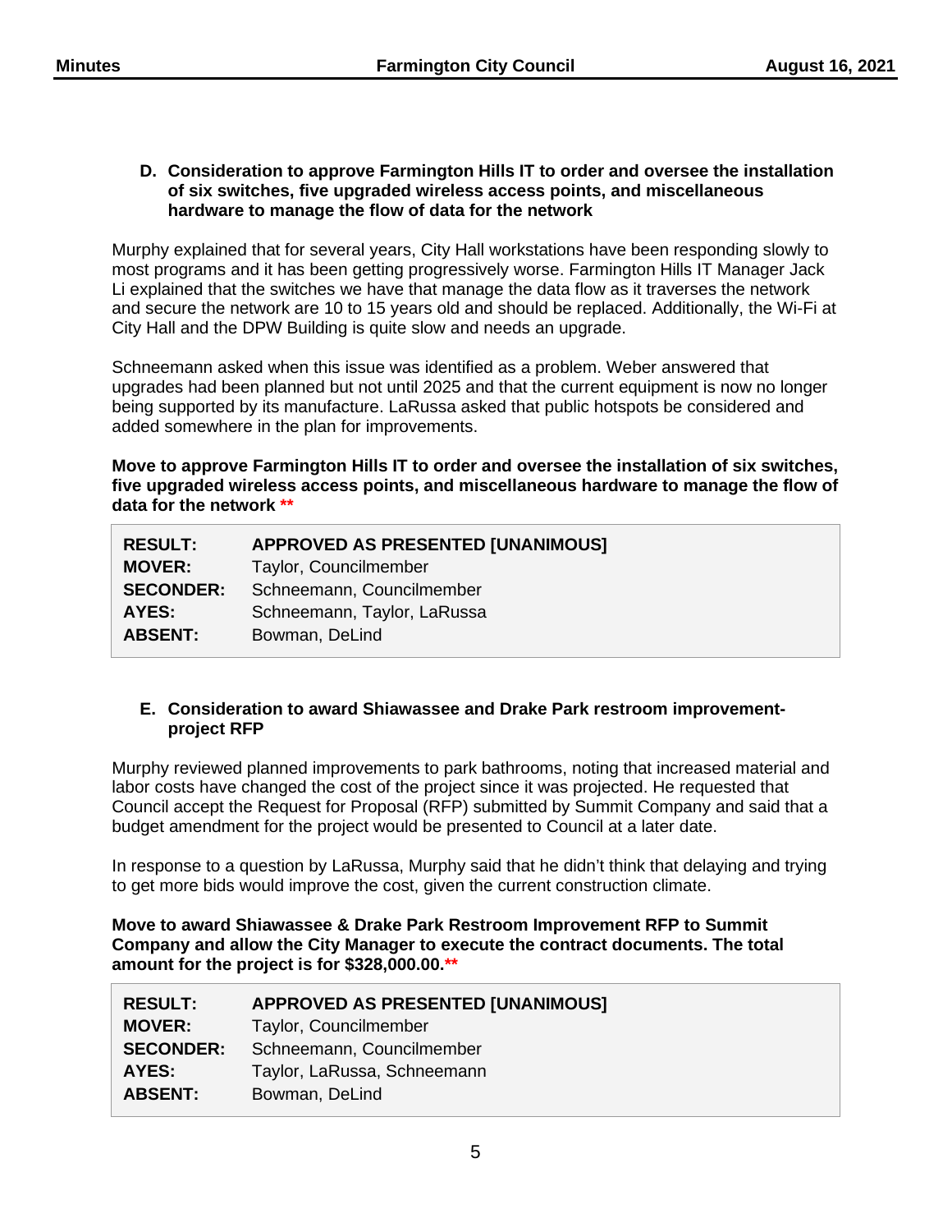### D. Consideration to approve Farmington Hills IT to order and oversee the installation of six switches, five upgraded wireless access points, and miscellaneous hardware to manage the flow of data for the network

Murphy explained that for several years, City Hall workstations have been responding slowly to most programs and it has been getting progressively worse. Farmington Hills IT Manager Jack Li explained that the switches we have that manage the data flow as it traverses the network and secure the network are 10 to 15 years old and should be replaced. Additionally, the Wi-Fi at City Hall and the DPW Building is quite slow and needs an upgrade.

Schneemann asked when this issue was identified as a problem. Weber answered that upgrades had been planned but not until 2025 and that the current equipment is now no longer being supported by its manufacture. LaRussa asked that public hotspots be considered and added somewhere in the plan for improvements.

**Move to approve Farmington Hills IT to order and oversee the installation of six switches, five upgraded wireless access points, and miscellaneous hardware to manage the flow of data for the network \*\***

| | |
|---|---|
| **RESULT:** | **APPROVED AS PRESENTED [UNANIMOUS]** |
| **MOVER:** | Taylor, Councilmember |
| **SECONDER:** | Schneemann, Councilmember |
| **AYES:** | Schneemann, Taylor, LaRussa |
| **ABSENT:** | Bowman, DeLind |

### E. Consideration to award Shiawassee and Drake Park restroom improvement-project RFP

Murphy reviewed planned improvements to park bathrooms, noting that increased material and labor costs have changed the cost of the project since it was projected. He requested that Council accept the Request for Proposal (RFP) submitted by Summit Company and said that a budget amendment for the project would be presented to Council at a later date.

In response to a question by LaRussa, Murphy said that he didn't think that delaying and trying to get more bids would improve the cost, given the current construction climate.

**Move to award Shiawassee & Drake Park Restroom Improvement RFP to Summit Company and allow the City Manager to execute the contract documents. The total amount for the project is for $328,000.00.\*\***

| | |
|---|---|
| **RESULT:** | **APPROVED AS PRESENTED [UNANIMOUS]** |
| **MOVER:** | Taylor, Councilmember |
| **SECONDER:** | Schneemann, Councilmember |
| **AYES:** | Taylor, LaRussa, Schneemann |
| **ABSENT:** | Bowman, DeLind |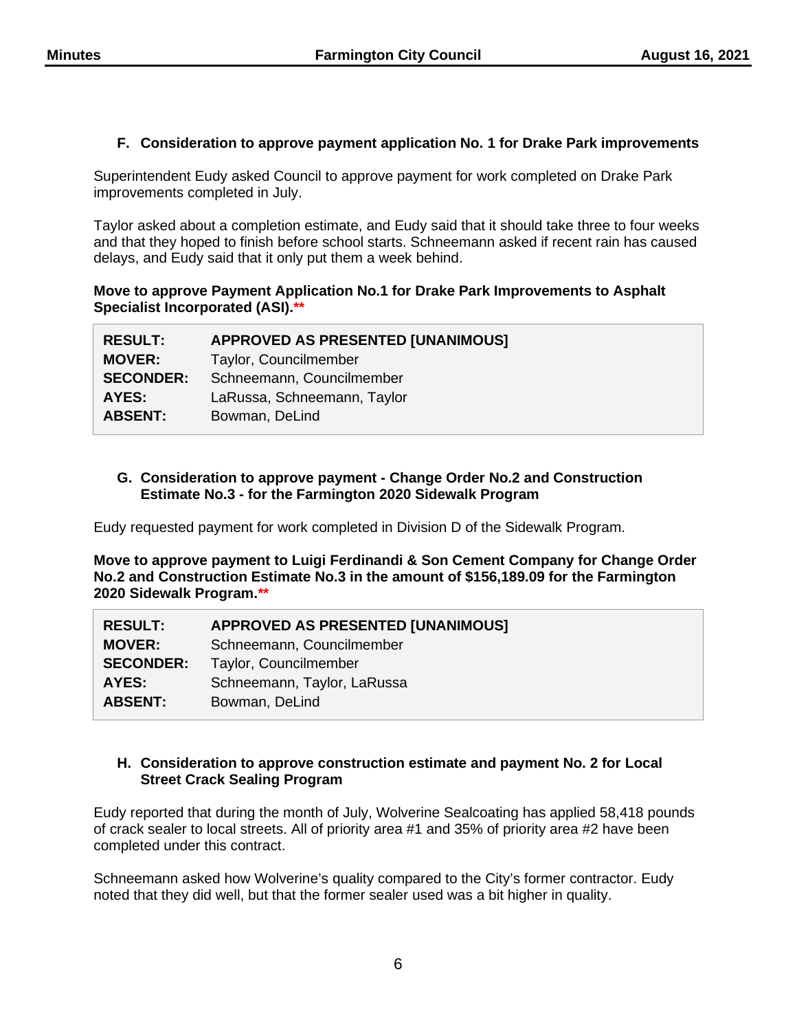### F. Consideration to approve payment application No. 1 for Drake Park improvements

Superintendent Eudy asked Council to approve payment for work completed on Drake Park improvements completed in July.

Taylor asked about a completion estimate, and Eudy said that it should take three to four weeks and that they hoped to finish before school starts. Schneemann asked if recent rain has caused delays, and Eudy said that it only put them a week behind.

**Move to approve Payment Application No.1 for Drake Park Improvements to Asphalt Specialist Incorporated (ASI).\*\***

| | |
|---|---|
| **RESULT:** | **APPROVED AS PRESENTED [UNANIMOUS]** |
| **MOVER:** | Taylor, Councilmember |
| **SECONDER:** | Schneemann, Councilmember |
| **AYES:** | LaRussa, Schneemann, Taylor |
| **ABSENT:** | Bowman, DeLind |

### G. Consideration to approve payment - Change Order No.2 and Construction Estimate No.3 - for the Farmington 2020 Sidewalk Program

Eudy requested payment for work completed in Division D of the Sidewalk Program.

**Move to approve payment to Luigi Ferdinandi & Son Cement Company for Change Order No.2 and Construction Estimate No.3 in the amount of $156,189.09 for the Farmington 2020 Sidewalk Program.\*\***

| | |
|---|---|
| **RESULT:** | **APPROVED AS PRESENTED [UNANIMOUS]** |
| **MOVER:** | Schneemann, Councilmember |
| **SECONDER:** | Taylor, Councilmember |
| **AYES:** | Schneemann, Taylor, LaRussa |
| **ABSENT:** | Bowman, DeLind |

### H. Consideration to approve construction estimate and payment No. 2 for Local Street Crack Sealing Program

Eudy reported that during the month of July, Wolverine Sealcoating has applied 58,418 pounds of crack sealer to local streets. All of priority area #1 and 35% of priority area #2 have been completed under this contract.

Schneemann asked how Wolverine's quality compared to the City's former contractor. Eudy noted that they did well, but that the former sealer used was a bit higher in quality.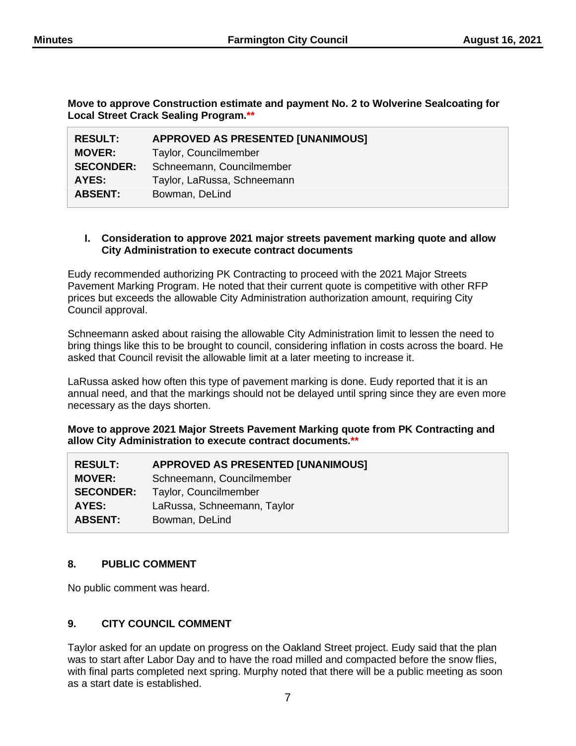**Move to approve Construction estimate and payment No. 2 to Wolverine Sealcoating for Local Street Crack Sealing Program.****

| | |
|---|---|
| **RESULT:** | **APPROVED AS PRESENTED [UNANIMOUS]** |
| **MOVER:** | Taylor, Councilmember |
| **SECONDER:** | Schneemann, Councilmember |
| **AYES:** | Taylor, LaRussa, Schneemann |
| **ABSENT:** | Bowman, DeLind |

**I. Consideration to approve 2021 major streets pavement marking quote and allow City Administration to execute contract documents**

Eudy recommended authorizing PK Contracting to proceed with the 2021 Major Streets Pavement Marking Program. He noted that their current quote is competitive with other RFP prices but exceeds the allowable City Administration authorization amount, requiring City Council approval.

Schneemann asked about raising the allowable City Administration limit to lessen the need to bring things like this to be brought to council, considering inflation in costs across the board. He asked that Council revisit the allowable limit at a later meeting to increase it.

LaRussa asked how often this type of pavement marking is done. Eudy reported that it is an annual need, and that the markings should not be delayed until spring since they are even more necessary as the days shorten.

**Move to approve 2021 Major Streets Pavement Marking quote from PK Contracting and allow City Administration to execute contract documents.****

| | |
|---|---|
| **RESULT:** | **APPROVED AS PRESENTED [UNANIMOUS]** |
| **MOVER:** | Schneemann, Councilmember |
| **SECONDER:** | Taylor, Councilmember |
| **AYES:** | LaRussa, Schneemann, Taylor |
| **ABSENT:** | Bowman, DeLind |

## 8. PUBLIC COMMENT

No public comment was heard.

## 9. CITY COUNCIL COMMENT

Taylor asked for an update on progress on the Oakland Street project. Eudy said that the plan was to start after Labor Day and to have the road milled and compacted before the snow flies, with final parts completed next spring. Murphy noted that there will be a public meeting as soon as a start date is established.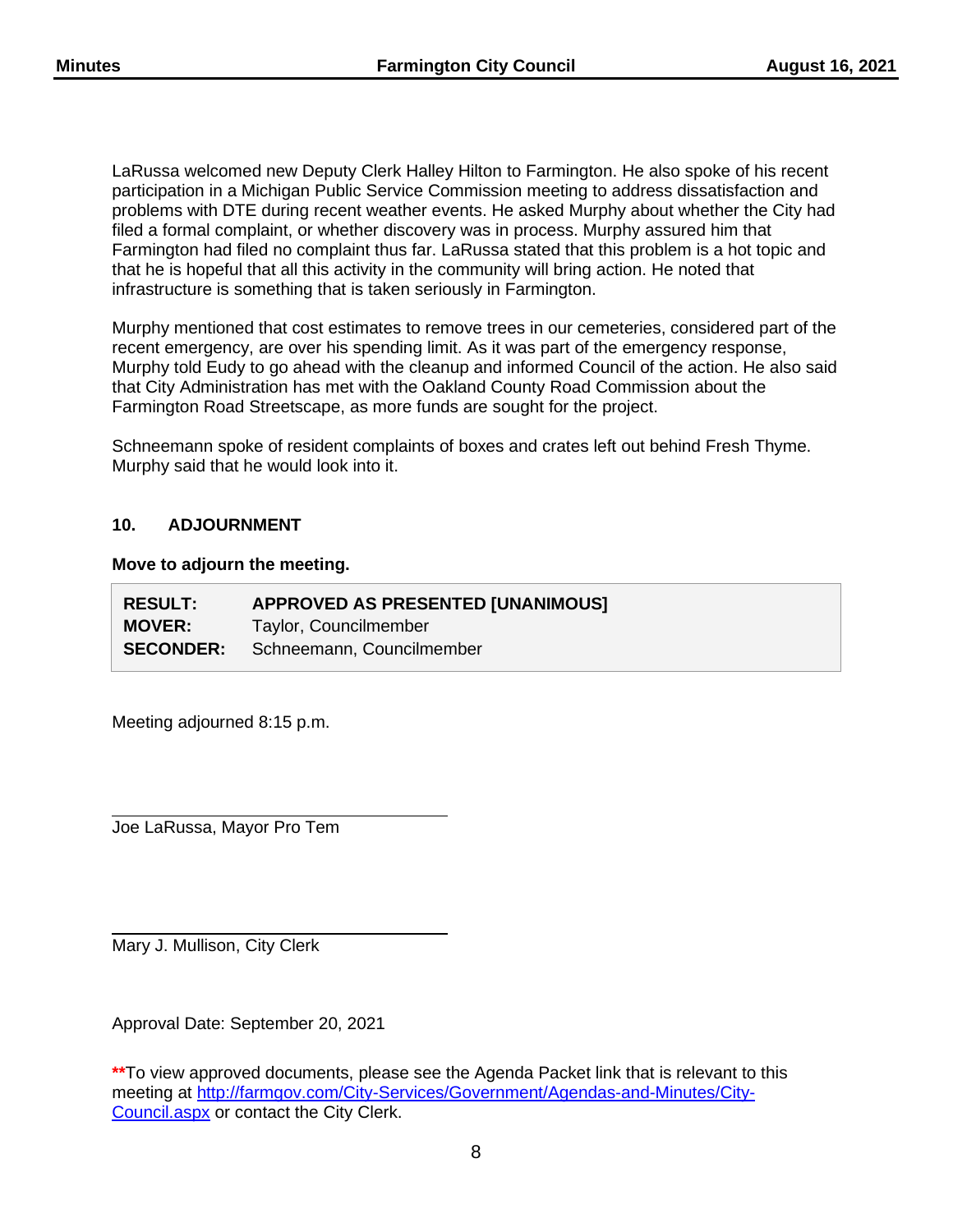LaRussa welcomed new Deputy Clerk Halley Hilton to Farmington. He also spoke of his recent participation in a Michigan Public Service Commission meeting to address dissatisfaction and problems with DTE during recent weather events. He asked Murphy about whether the City had filed a formal complaint, or whether discovery was in process. Murphy assured him that Farmington had filed no complaint thus far. LaRussa stated that this problem is a hot topic and that he is hopeful that all this activity in the community will bring action. He noted that infrastructure is something that is taken seriously in Farmington.

Murphy mentioned that cost estimates to remove trees in our cemeteries, considered part of the recent emergency, are over his spending limit. As it was part of the emergency response, Murphy told Eudy to go ahead with the cleanup and informed Council of the action. He also said that City Administration has met with the Oakland County Road Commission about the Farmington Road Streetscape, as more funds are sought for the project.

Schneemann spoke of resident complaints of boxes and crates left out behind Fresh Thyme. Murphy said that he would look into it.

### 10. ADJOURNMENT

**Move to adjourn the meeting.**

| | |
|---|---|
| **RESULT:** | **APPROVED AS PRESENTED [UNANIMOUS]** |
| **MOVER:** | Taylor, Councilmember |
| **SECONDER:** | Schneemann, Councilmember |

Meeting adjourned 8:15 p.m.

Joe LaRussa, Mayor Pro Tem

Mary J. Mullison, City Clerk

Approval Date: September 20, 2021

**To view approved documents, please see the Agenda Packet link that is relevant to this meeting at http://farmgov.com/City-Services/Government/Agendas-and-Minutes/City-Council.aspx or contact the City Clerk.